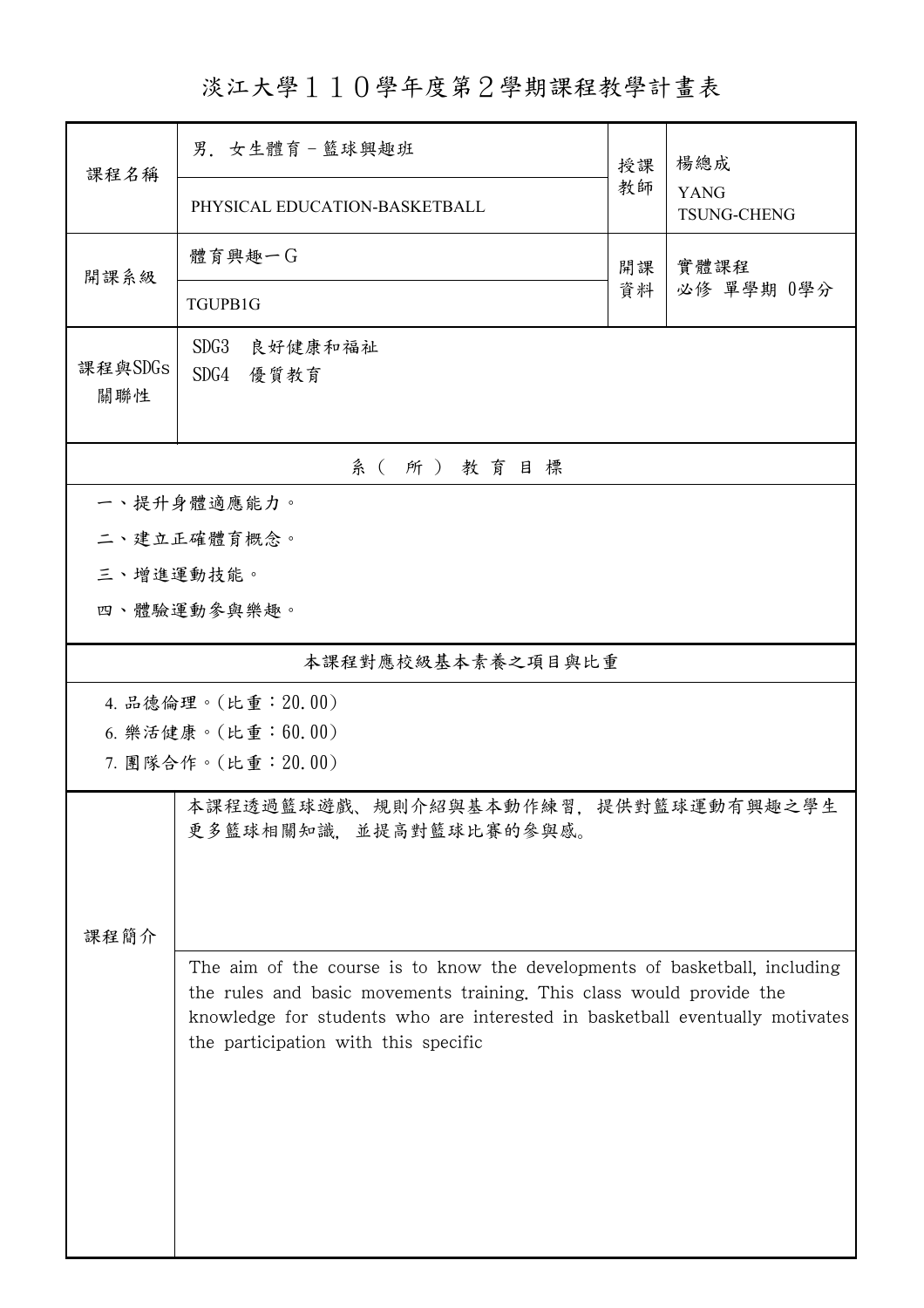# 淡江大學１１０學年度第２學期課程教學計畫表

| 課程名稱 | 男．女生體育－籃球興趣班 | 授課教師 | 楊總成 |
|---|---|---|---|
| | PHYSICAL EDUCATION-BASKETBALL | | YANG TSUNG-CHENG |
| 開課系級 | 體育興趣一Ｇ | 開課資料 | 實體課程<br>必修 單學期 0學分 |
| | TGUPB1G | | |
| 課程與SDGs關聯性 | SDG3 良好健康和福祉<br>SDG4 優質教育 | | |

## 系（所）教育目標

一、提升身體適應能力。

二、建立正確體育概念。

三、增進運動技能。

四、體驗運動參與樂趣。

## 本課程對應校級基本素養之項目與比重

4. 品德倫理。(比重：20.00)
6. 樂活健康。(比重：60.00)
7. 團隊合作。(比重：20.00)

## 課程簡介

本課程透過籃球遊戲、規則介紹與基本動作練習，提供對籃球運動有興趣之學生更多籃球相關知識，並提高對籃球比賽的參與感。

The aim of the course is to know the developments of basketball, including the rules and basic movements training. This class would provide the knowledge for students who are interested in basketball eventually motivates the participation with this specific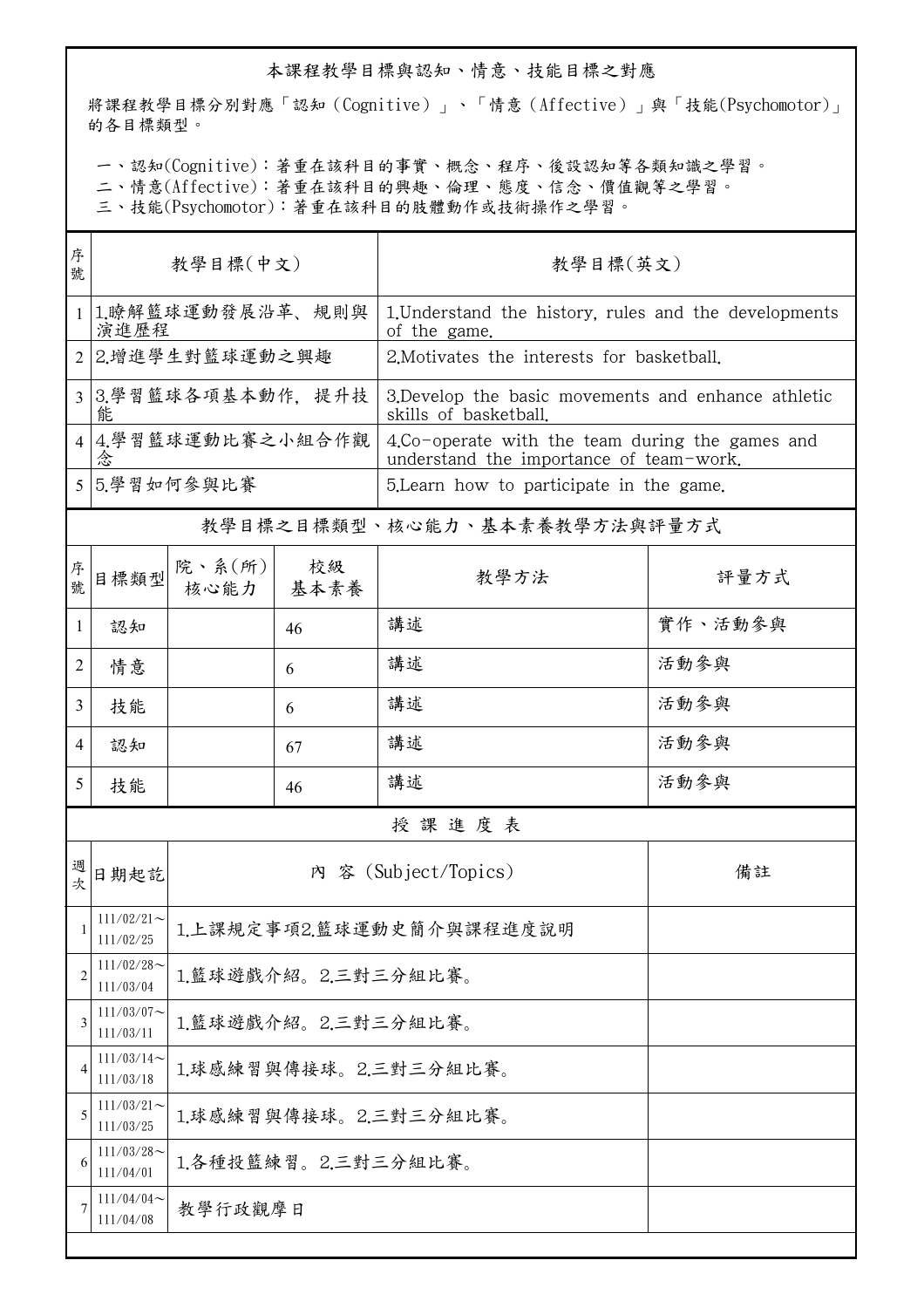## 本課程教學目標與認知、情意、技能目標之對應

將課程教學目標分別對應「認知（Cognitive）」、「情意（Affective）」與「技能(Psychomotor)」的各目標類型。

一、認知(Cognitive)：著重在該科目的事實、概念、程序、後設認知等各類知識之學習。
二、情意(Affective)：著重在該科目的興趣、倫理、態度、信念、價值觀等之學習。
三、技能(Psychomotor)：著重在該科目的肢體動作或技術操作之學習。

| 序號 | 教學目標(中文) | 教學目標(英文) |
|---|---|---|
| 1 | 1.瞭解籃球運動發展沿革、規則與演進歷程 | 1.Understand the history, rules and the developments of the game. |
| 2 | 2.增進學生對籃球運動之興趣 | 2.Motivates the interests for basketball. |
| 3 | 3.學習籃球各項基本動作，提升技能 | 3.Develop the basic movements and enhance athletic skills of basketball. |
| 4 | 4.學習籃球運動比賽之小組合作觀念 | 4.Co-operate with the team during the games and understand the importance of team-work. |
| 5 | 5.學習如何參與比賽 | 5.Learn how to participate in the game. |

## 教學目標之目標類型、核心能力、基本素養教學方法與評量方式

| 序號 | 目標類型 | 院、系(所)核心能力 | 校級基本素養 | 教學方法 | 評量方式 |
|---|---|---|---|---|---|
| 1 | 認知 | | 46 | 講述 | 實作、活動參與 |
| 2 | 情意 | | 6 | 講述 | 活動參與 |
| 3 | 技能 | | 6 | 講述 | 活動參與 |
| 4 | 認知 | | 67 | 講述 | 活動參與 |
| 5 | 技能 | | 46 | 講述 | 活動參與 |

## 授課進度表

| 週次 | 日期起訖 | 內 容 (Subject/Topics) | 備註 |
|---|---|---|---|
| 1 | 111/02/21～111/02/25 | 1.上課規定事項2.籃球運動史簡介與課程進度說明 | |
| 2 | 111/02/28～111/03/04 | 1.籃球遊戲介紹。2.三對三分組比賽。 | |
| 3 | 111/03/07～111/03/11 | 1.籃球遊戲介紹。2.三對三分組比賽。 | |
| 4 | 111/03/14～111/03/18 | 1.球感練習與傳接球。2.三對三分組比賽。 | |
| 5 | 111/03/21～111/03/25 | 1.球感練習與傳接球。2.三對三分組比賽。 | |
| 6 | 111/03/28～111/04/01 | 1.各種投籃練習。2.三對三分組比賽。 | |
| 7 | 111/04/04～111/04/08 | 教學行政觀摩日 | |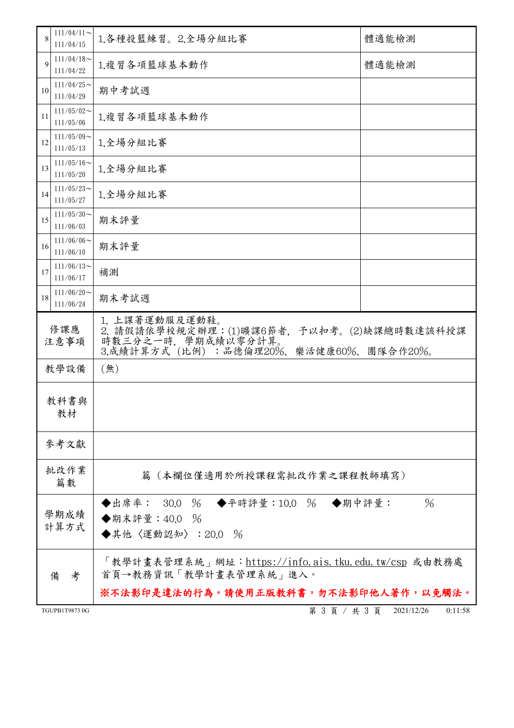| | | | |
|---|---|---|---|
| 8 | 111/04/11～<br>111/04/15 | 1.各種投籃練習。2.全場分組比賽 | 體適能檢測 |
| 9 | 111/04/18～<br>111/04/22 | 1.複習各項籃球基本動作 | 體適能檢測 |
| 10 | 111/04/25～<br>111/04/29 | 期中考試週 | |
| 11 | 111/05/02～<br>111/05/06 | 1.複習各項籃球基本動作 | |
| 12 | 111/05/09～<br>111/05/13 | 1.全場分組比賽 | |
| 13 | 111/05/16～<br>111/05/20 | 1.全場分組比賽 | |
| 14 | 111/05/23～<br>111/05/27 | 1.全場分組比賽 | |
| 15 | 111/05/30～<br>111/06/03 | 期末評量 | |
| 16 | 111/06/06～<br>111/06/10 | 期末評量 | |
| 17 | 111/06/13～<br>111/06/17 | 補測 | |
| 18 | 111/06/20～<br>111/06/24 | 期末考試週 | |

| | |
|---|---|
| 修課應注意事項 | 1. 上課著運動服及運動鞋。<br>2. 請假請依學校規定辦理：(1)曠課6節者，予以扣考。(2)缺課總時數達該科授課時數三分之一時，學期成績以零分計算。<br>3.成績計算方式（比例）：品德倫理20%、樂活健康60%、團隊合作20%。 |
| 教學設備 | (無) |
| 教科書與教材 | |
| 參考文獻 | |
| 批改作業篇數 | 篇（本欄位僅適用於所授課程需批改作業之課程教師填寫） |
| 學期成績計算方式 | ◆出席率： 30.0 %　◆平時評量：10.0 %　◆期中評量： %<br>◆期末評量：40.0 %<br>◆其他〈運動認知〉：20.0 % |
| 備　考 | 「教學計畫表管理系統」網址：https://info.ais.tku.edu.tw/csp 或由教務處首頁→教務資訊「教學計畫表管理系統」進入。<br>**※不法影印是違法的行為。請使用正版教科書，勿不法影印他人著作，以免觸法。** |

TGUPB1T9873 0G　　2021/12/26　0:11:58